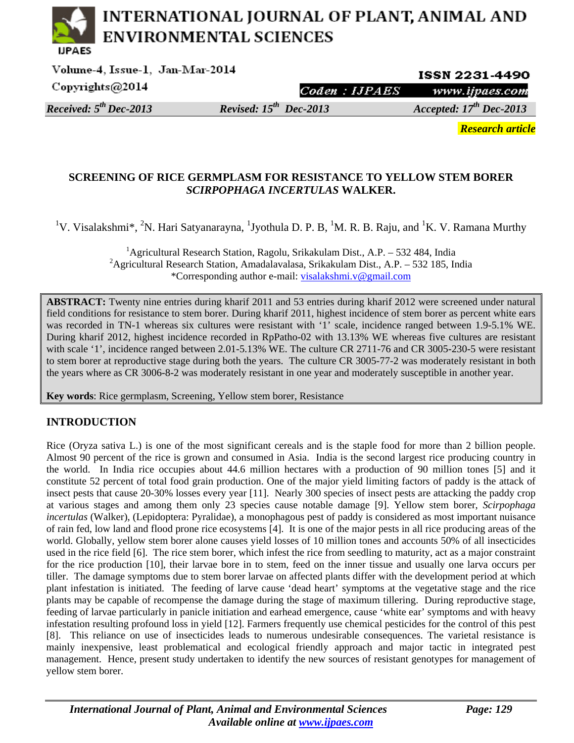**Received: 5th Dec-2013** **Revised: 15th Dec-2013** **Accepted: 17th Dec-2013**

***Research article***

# SCREENING OF RICE GERMPLASM FOR RESISTANCE TO YELLOW STEM BORER *SCIRPOPHAGA INCERTULAS* WALKER.

[1]V. Visalakshmi*, [2]N. Hari Satyanarayna, [1]Jyothula D. P. B, [1]M. R. B. Raju, and [1]K. V. Ramana Murthy

[1]Agricultural Research Station, Ragolu, Srikakulam Dist., A.P. – 532 484, India
[2]Agricultural Research Station, Amadalavalasa, Srikakulam Dist., A.P. – 532 185, India
*Corresponding author e-mail: visalakshmi.v@gmail.com

**ABSTRACT:** Twenty nine entries during kharif 2011 and 53 entries during kharif 2012 were screened under natural field conditions for resistance to stem borer. During kharif 2011, highest incidence of stem borer as percent white ears was recorded in TN-1 whereas six cultures were resistant with '1' scale, incidence ranged between 1.9-5.1% WE. During kharif 2012, highest incidence recorded in RpPatho-02 with 13.13% WE whereas five cultures are resistant with scale '1', incidence ranged between 2.01-5.13% WE. The culture CR 2711-76 and CR 3005-230-5 were resistant to stem borer at reproductive stage during both the years. The culture CR 3005-77-2 was moderately resistant in both the years where as CR 3006-8-2 was moderately resistant in one year and moderately susceptible in another year.

**Key words**: Rice germplasm, Screening, Yellow stem borer, Resistance

## INTRODUCTION

Rice (Oryza sativa L.) is one of the most significant cereals and is the staple food for more than 2 billion people. Almost 90 percent of the rice is grown and consumed in Asia. India is the second largest rice producing country in the world. In India rice occupies about 44.6 million hectares with a production of 90 million tones [5] and it constitute 52 percent of total food grain production. One of the major yield limiting factors of paddy is the attack of insect pests that cause 20-30% losses every year [11]. Nearly 300 species of insect pests are attacking the paddy crop at various stages and among them only 23 species cause notable damage [9]. Yellow stem borer, *Scirpophaga incertulas* (Walker), (Lepidoptera: Pyralidae), a monophagous pest of paddy is considered as most important nuisance of rain fed, low land and flood prone rice ecosystems [4]. It is one of the major pests in all rice producing areas of the world. Globally, yellow stem borer alone causes yield losses of 10 million tones and accounts 50% of all insecticides used in the rice field [6]. The rice stem borer, which infest the rice from seedling to maturity, act as a major constraint for the rice production [10], their larvae bore in to stem, feed on the inner tissue and usually one larva occurs per tiller. The damage symptoms due to stem borer larvae on affected plants differ with the development period at which plant infestation is initiated. The feeding of larve cause 'dead heart' symptoms at the vegetative stage and the rice plants may be capable of recompense the damage during the stage of maximum tillering. During reproductive stage, feeding of larvae particularly in panicle initiation and earhead emergence, cause 'white ear' symptoms and with heavy infestation resulting profound loss in yield [12]. Farmers frequently use chemical pesticides for the control of this pest [8]. This reliance on use of insecticides leads to numerous undesirable consequences. The varietal resistance is mainly inexpensive, least problematical and ecological friendly approach and major tactic in integrated pest management. Hence, present study undertaken to identify the new sources of resistant genotypes for management of yellow stem borer.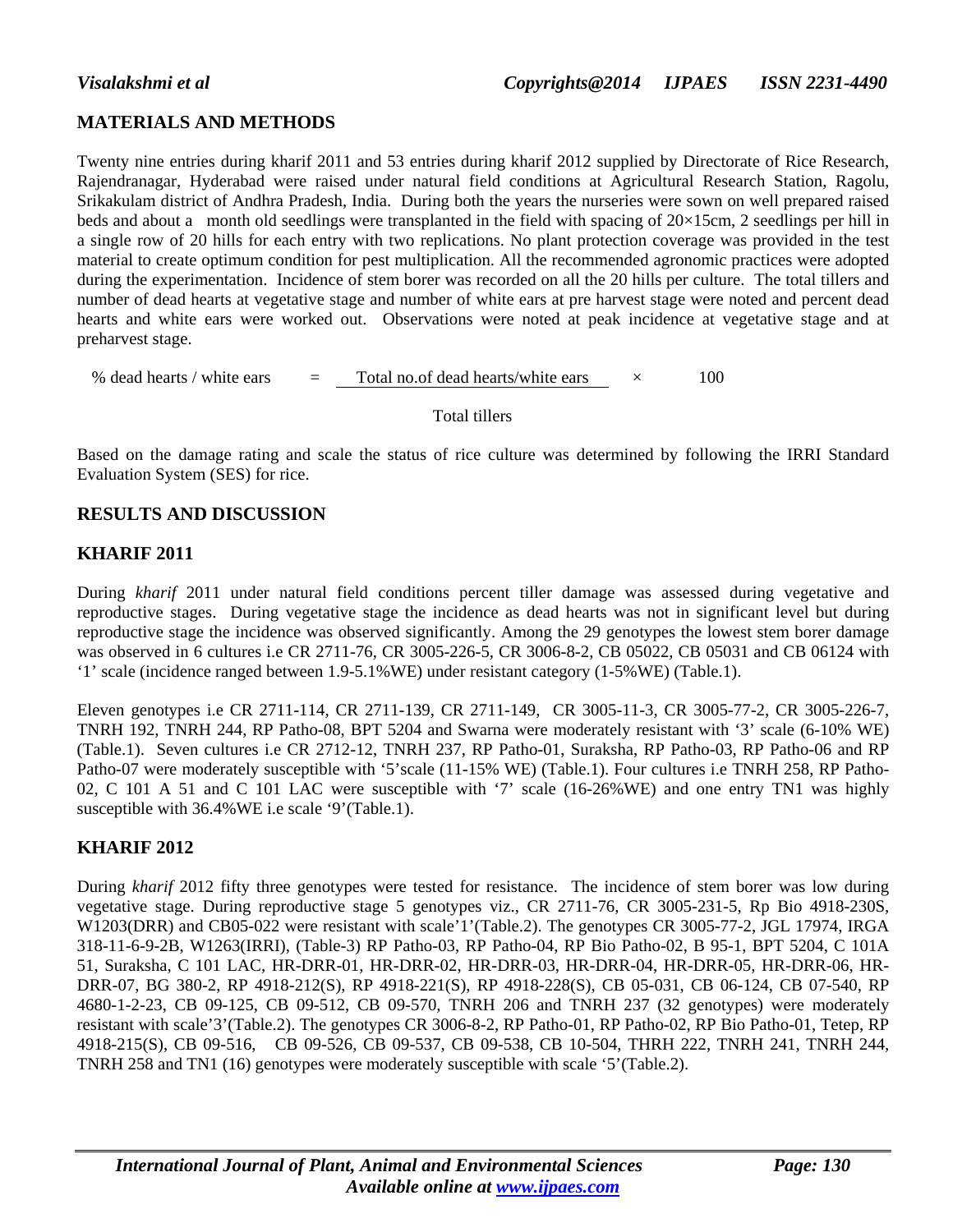## MATERIALS AND METHODS

Twenty nine entries during kharif 2011 and 53 entries during kharif 2012 supplied by Directorate of Rice Research, Rajendranagar, Hyderabad were raised under natural field conditions at Agricultural Research Station, Ragolu, Srikakulam district of Andhra Pradesh, India. During both the years the nurseries were sown on well prepared raised beds and about a month old seedlings were transplanted in the field with spacing of 20×15cm, 2 seedlings per hill in a single row of 20 hills for each entry with two replications. No plant protection coverage was provided in the test material to create optimum condition for pest multiplication. All the recommended agronomic practices were adopted during the experimentation. Incidence of stem borer was recorded on all the 20 hills per culture. The total tillers and number of dead hearts at vegetative stage and number of white ears at pre harvest stage were noted and percent dead hearts and white ears were worked out. Observations were noted at peak incidence at vegetative stage and at preharvest stage.

$$\text{\% dead hearts / white ears} = \frac{\text{Total no.of dead hearts/white ears}}{\text{Total tillers}} \times 100$$

Based on the damage rating and scale the status of rice culture was determined by following the IRRI Standard Evaluation System (SES) for rice.

## RESULTS AND DISCUSSION

### KHARIF 2011

During *kharif* 2011 under natural field conditions percent tiller damage was assessed during vegetative and reproductive stages. During vegetative stage the incidence as dead hearts was not in significant level but during reproductive stage the incidence was observed significantly. Among the 29 genotypes the lowest stem borer damage was observed in 6 cultures i.e CR 2711-76, CR 3005-226-5, CR 3006-8-2, CB 05022, CB 05031 and CB 06124 with '1' scale (incidence ranged between 1.9-5.1%WE) under resistant category (1-5%WE) (Table.1).

Eleven genotypes i.e CR 2711-114, CR 2711-139, CR 2711-149, CR 3005-11-3, CR 3005-77-2, CR 3005-226-7, TNRH 192, TNRH 244, RP Patho-08, BPT 5204 and Swarna were moderately resistant with '3' scale (6-10% WE) (Table.1). Seven cultures i.e CR 2712-12, TNRH 237, RP Patho-01, Suraksha, RP Patho-03, RP Patho-06 and RP Patho-07 were moderately susceptible with '5'scale (11-15% WE) (Table.1). Four cultures i.e TNRH 258, RP Patho-02, C 101 A 51 and C 101 LAC were susceptible with '7' scale (16-26%WE) and one entry TN1 was highly susceptible with 36.4%WE i.e scale '9'(Table.1).

### KHARIF 2012

During *kharif* 2012 fifty three genotypes were tested for resistance. The incidence of stem borer was low during vegetative stage. During reproductive stage 5 genotypes viz., CR 2711-76, CR 3005-231-5, Rp Bio 4918-230S, W1203(DRR) and CB05-022 were resistant with scale'1'(Table.2). The genotypes CR 3005-77-2, JGL 17974, IRGA 318-11-6-9-2B, W1263(IRRI), (Table-3) RP Patho-03, RP Patho-04, RP Bio Patho-02, B 95-1, BPT 5204, C 101A 51, Suraksha, C 101 LAC, HR-DRR-01, HR-DRR-02, HR-DRR-03, HR-DRR-04, HR-DRR-05, HR-DRR-06, HR-DRR-07, BG 380-2, RP 4918-212(S), RP 4918-221(S), RP 4918-228(S), CB 05-031, CB 06-124, CB 07-540, RP 4680-1-2-23, CB 09-125, CB 09-512, CB 09-570, TNRH 206 and TNRH 237 (32 genotypes) were moderately resistant with scale'3'(Table.2). The genotypes CR 3006-8-2, RP Patho-01, RP Patho-02, RP Bio Patho-01, Tetep, RP 4918-215(S), CB 09-516, CB 09-526, CB 09-537, CB 09-538, CB 10-504, THRH 222, TNRH 241, TNRH 244, TNRH 258 and TN1 (16) genotypes were moderately susceptible with scale '5'(Table.2).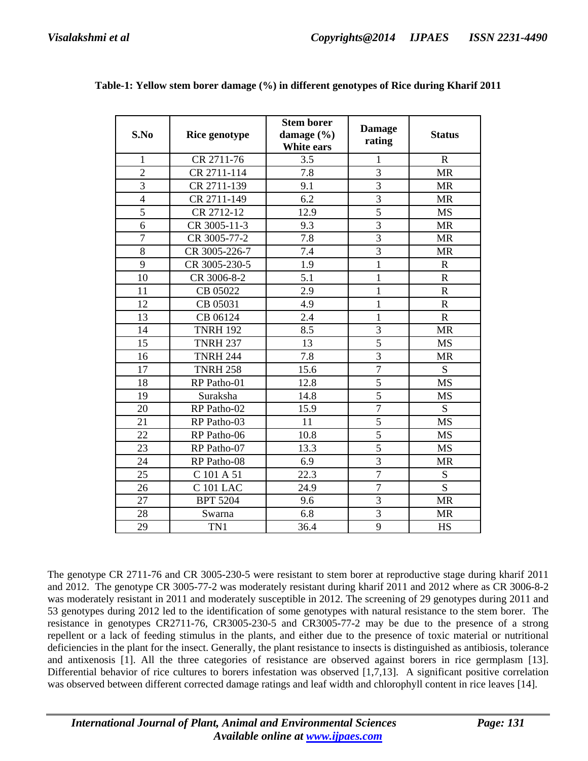**Table-1: Yellow stem borer damage (%) in different genotypes of Rice during Kharif 2011**

| S.No | Rice genotype | Stem borer damage (%) White ears | Damage rating | Status |
|---|---|---|---|---|
| 1 | CR 2711-76 | 3.5 | 1 | R |
| 2 | CR 2711-114 | 7.8 | 3 | MR |
| 3 | CR 2711-139 | 9.1 | 3 | MR |
| 4 | CR 2711-149 | 6.2 | 3 | MR |
| 5 | CR 2712-12 | 12.9 | 5 | MS |
| 6 | CR 3005-11-3 | 9.3 | 3 | MR |
| 7 | CR 3005-77-2 | 7.8 | 3 | MR |
| 8 | CR 3005-226-7 | 7.4 | 3 | MR |
| 9 | CR 3005-230-5 | 1.9 | 1 | R |
| 10 | CR 3006-8-2 | 5.1 | 1 | R |
| 11 | CB 05022 | 2.9 | 1 | R |
| 12 | CB 05031 | 4.9 | 1 | R |
| 13 | CB 06124 | 2.4 | 1 | R |
| 14 | TNRH 192 | 8.5 | 3 | MR |
| 15 | TNRH 237 | 13 | 5 | MS |
| 16 | TNRH 244 | 7.8 | 3 | MR |
| 17 | TNRH 258 | 15.6 | 7 | S |
| 18 | RP Patho-01 | 12.8 | 5 | MS |
| 19 | Suraksha | 14.8 | 5 | MS |
| 20 | RP Patho-02 | 15.9 | 7 | S |
| 21 | RP Patho-03 | 11 | 5 | MS |
| 22 | RP Patho-06 | 10.8 | 5 | MS |
| 23 | RP Patho-07 | 13.3 | 5 | MS |
| 24 | RP Patho-08 | 6.9 | 3 | MR |
| 25 | C 101 A 51 | 22.3 | 7 | S |
| 26 | C 101 LAC | 24.9 | 7 | S |
| 27 | BPT 5204 | 9.6 | 3 | MR |
| 28 | Swarna | 6.8 | 3 | MR |
| 29 | TN1 | 36.4 | 9 | HS |

The genotype CR 2711-76 and CR 3005-230-5 were resistant to stem borer at reproductive stage during kharif 2011 and 2012. The genotype CR 3005-77-2 was moderately resistant during kharif 2011 and 2012 where as CR 3006-8-2 was moderately resistant in 2011 and moderately susceptible in 2012. The screening of 29 genotypes during 2011 and 53 genotypes during 2012 led to the identification of some genotypes with natural resistance to the stem borer. The resistance in genotypes CR2711-76, CR3005-230-5 and CR3005-77-2 may be due to the presence of a strong repellent or a lack of feeding stimulus in the plants, and either due to the presence of toxic material or nutritional deficiencies in the plant for the insect. Generally, the plant resistance to insects is distinguished as antibiosis, tolerance and antixenosis [1]. All the three categories of resistance are observed against borers in rice germplasm [13]. Differential behavior of rice cultures to borers infestation was observed [1,7,13]. A significant positive correlation was observed between different corrected damage ratings and leaf width and chlorophyll content in rice leaves [14].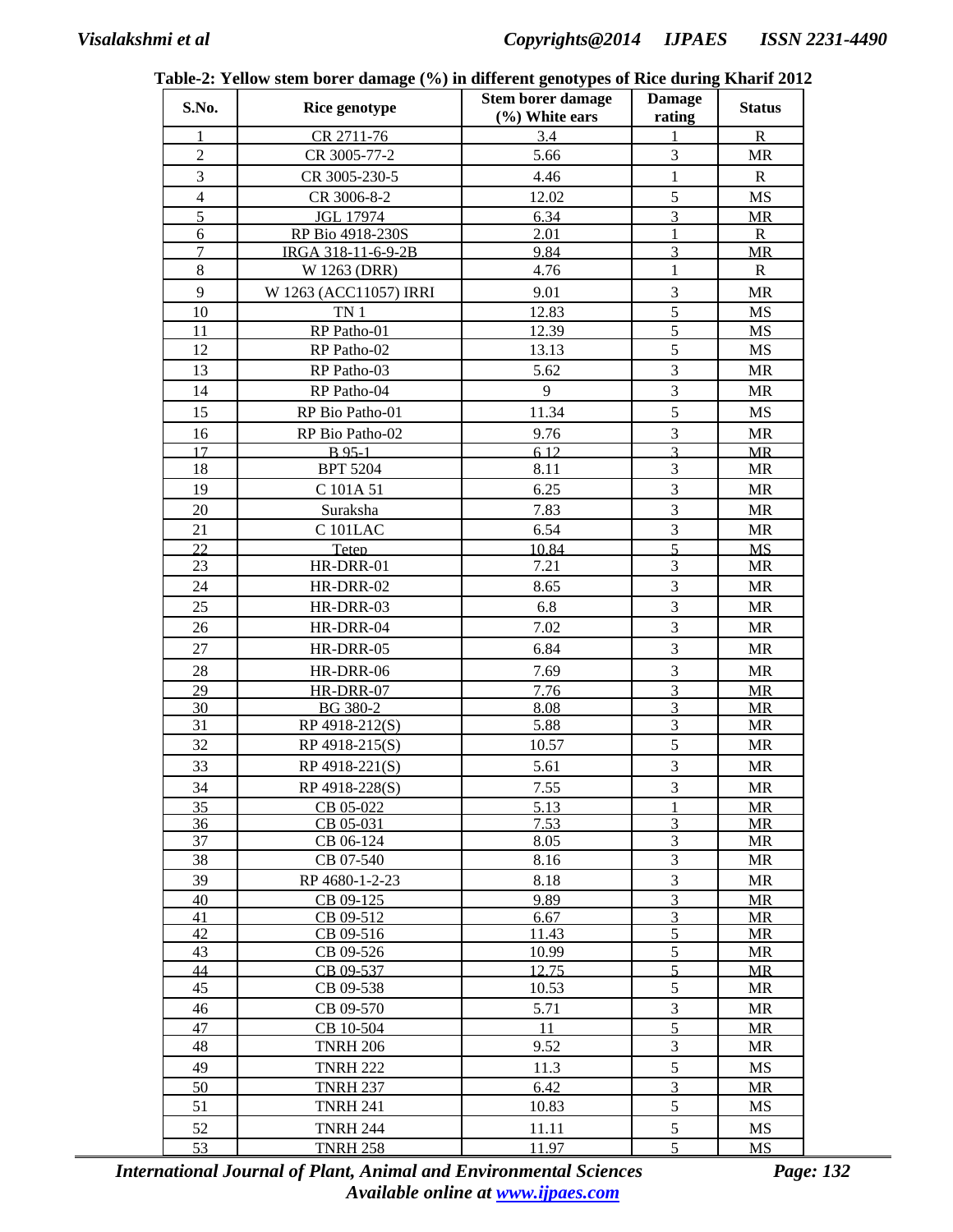**Table-2: Yellow stem borer damage (%) in different genotypes of Rice during Kharif 2012**

| S.No. | Rice genotype | Stem borer damage (%) White ears | Damage rating | Status |
|---|---|---|---|---|
| 1 | CR 2711-76 | 3.4 | 1 | R |
| 2 | CR 3005-77-2 | 5.66 | 3 | MR |
| 3 | CR 3005-230-5 | 4.46 | 1 | R |
| 4 | CR 3006-8-2 | 12.02 | 5 | MS |
| 5 | JGL 17974 | 6.34 | 3 | MR |
| 6 | RP Bio 4918-230S | 2.01 | 1 | R |
| 7 | IRGA 318-11-6-9-2B | 9.84 | 3 | MR |
| 8 | W 1263 (DRR) | 4.76 | 1 | R |
| 9 | W 1263 (ACC11057) IRRI | 9.01 | 3 | MR |
| 10 | TN 1 | 12.83 | 5 | MS |
| 11 | RP Patho-01 | 12.39 | 5 | MS |
| 12 | RP Patho-02 | 13.13 | 5 | MS |
| 13 | RP Patho-03 | 5.62 | 3 | MR |
| 14 | RP Patho-04 | 9 | 3 | MR |
| 15 | RP Bio Patho-01 | 11.34 | 5 | MS |
| 16 | RP Bio Patho-02 | 9.76 | 3 | MR |
| 17 | B 95-1 | 6.12 | 3 | MR |
| 18 | BPT 5204 | 8.11 | 3 | MR |
| 19 | C 101A 51 | 6.25 | 3 | MR |
| 20 | Suraksha | 7.83 | 3 | MR |
| 21 | C 101LAC | 6.54 | 3 | MR |
| 22 | Tetep | 10.84 | 5 | MS |
| 23 | HR-DRR-01 | 7.21 | 3 | MR |
| 24 | HR-DRR-02 | 8.65 | 3 | MR |
| 25 | HR-DRR-03 | 6.8 | 3 | MR |
| 26 | HR-DRR-04 | 7.02 | 3 | MR |
| 27 | HR-DRR-05 | 6.84 | 3 | MR |
| 28 | HR-DRR-06 | 7.69 | 3 | MR |
| 29 | HR-DRR-07 | 7.76 | 3 | MR |
| 30 | BG 380-2 | 8.08 | 3 | MR |
| 31 | RP 4918-212(S) | 5.88 | 3 | MR |
| 32 | RP 4918-215(S) | 10.57 | 5 | MR |
| 33 | RP 4918-221(S) | 5.61 | 3 | MR |
| 34 | RP 4918-228(S) | 7.55 | 3 | MR |
| 35 | CB 05-022 | 5.13 | 1 | MR |
| 36 | CB 05-031 | 7.53 | 3 | MR |
| 37 | CB 06-124 | 8.05 | 3 | MR |
| 38 | CB 07-540 | 8.16 | 3 | MR |
| 39 | RP 4680-1-2-23 | 8.18 | 3 | MR |
| 40 | CB 09-125 | 9.89 | 3 | MR |
| 41 | CB 09-512 | 6.67 | 3 | MR |
| 42 | CB 09-516 | 11.43 | 5 | MR |
| 43 | CB 09-526 | 10.99 | 5 | MR |
| 44 | CB 09-537 | 12.75 | 5 | MR |
| 45 | CB 09-538 | 10.53 | 5 | MR |
| 46 | CB 09-570 | 5.71 | 3 | MR |
| 47 | CB 10-504 | 11 | 5 | MR |
| 48 | TNRH 206 | 9.52 | 3 | MR |
| 49 | TNRH 222 | 11.3 | 5 | MS |
| 50 | TNRH 237 | 6.42 | 3 | MR |
| 51 | TNRH 241 | 10.83 | 5 | MS |
| 52 | TNRH 244 | 11.11 | 5 | MS |
| 53 | TNRH 258 | 11.97 | 5 | MS |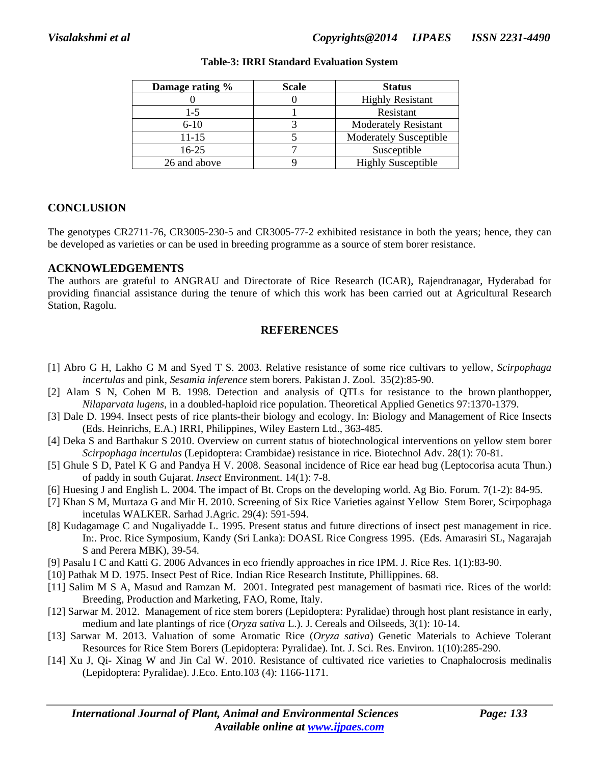**Table-3: IRRI Standard Evaluation System**

| Damage rating % | Scale | Status |
|---|---|---|
| 0 | 0 | Highly Resistant |
| 1-5 | 1 | Resistant |
| 6-10 | 3 | Moderately Resistant |
| 11-15 | 5 | Moderately Susceptible |
| 16-25 | 7 | Susceptible |
| 26 and above | 9 | Highly Susceptible |

## CONCLUSION

The genotypes CR2711-76, CR3005-230-5 and CR3005-77-2 exhibited resistance in both the years; hence, they can be developed as varieties or can be used in breeding programme as a source of stem borer resistance.

## ACKNOWLEDGEMENTS

The authors are grateful to ANGRAU and Directorate of Rice Research (ICAR), Rajendranagar, Hyderabad for providing financial assistance during the tenure of which this work has been carried out at Agricultural Research Station, Ragolu.

## REFERENCES

[1] Abro G H, Lakho G M and Syed T S. 2003. Relative resistance of some rice cultivars to yellow, *Scirpophaga incertulas* and pink, *Sesamia inference* stem borers. Pakistan J. Zool. 35(2):85-90.

[2] Alam S N, Cohen M B. 1998. Detection and analysis of QTLs for resistance to the brown planthopper, *Nilaparvata lugens*, in a doubled-haploid rice population. Theoretical Applied Genetics 97:1370-1379.

[3] Dale D. 1994. Insect pests of rice plants-their biology and ecology. In: Biology and Management of Rice Insects (Eds. Heinrichs, E.A.) IRRI, Philippines, Wiley Eastern Ltd., 363-485.

[4] Deka S and Barthakur S 2010. Overview on current status of biotechnological interventions on yellow stem borer *Scirpophaga incertulas* (Lepidoptera: Crambidae) resistance in rice. Biotechnol Adv. 28(1): 70-81.

[5] Ghule S D, Patel K G and Pandya H V. 2008. Seasonal incidence of Rice ear head bug (Leptocorisa acuta Thun.) of paddy in south Gujarat. *Insect* Environment. 14(1): 7-8.

[6] Huesing J and English L. 2004. The impact of Bt. Crops on the developing world. Ag Bio. Forum*.* 7(1-2): 84-95.

[7] Khan S M, Murtaza G and Mir H. 2010. Screening of Six Rice Varieties against Yellow Stem Borer, Scirpophaga incetulas WALKER. Sarhad J.Agric. 29(4): 591-594.

[8] Kudagamage C and Nugaliyadde L. 1995. Present status and future directions of insect pest management in rice. In:. Proc. Rice Symposium, Kandy (Sri Lanka): DOASL Rice Congress 1995. (Eds. Amarasiri SL, Nagarajah S and Perera MBK), 39-54.

[9] Pasalu I C and Katti G. 2006 Advances in eco friendly approaches in rice IPM. J. Rice Res. 1(1):83-90.

[10] Pathak M D. 1975. Insect Pest of Rice. Indian Rice Research Institute, Phillippines. 68.

[11] Salim M S A, Masud and Ramzan M. 2001. Integrated pest management of basmati rice. Rices of the world: Breeding, Production and Marketing, FAO, Rome, Italy.

[12] Sarwar M. 2012. Management of rice stem borers (Lepidoptera: Pyralidae) through host plant resistance in early, medium and late plantings of rice (*Oryza sativa* L.). J. Cereals and Oilseeds, 3(1): 10-14.

[13] Sarwar M. 2013. Valuation of some Aromatic Rice (*Oryza sativa*) Genetic Materials to Achieve Tolerant Resources for Rice Stem Borers (Lepidoptera: Pyralidae). Int. J. Sci. Res. Environ. 1(10):285-290.

[14] Xu J, Qi- Xinag W and Jin Cal W. 2010. Resistance of cultivated rice varieties to Cnaphalocrosis medinalis (Lepidoptera: Pyralidae). J.Eco. Ento.103 (4): 1166-1171.